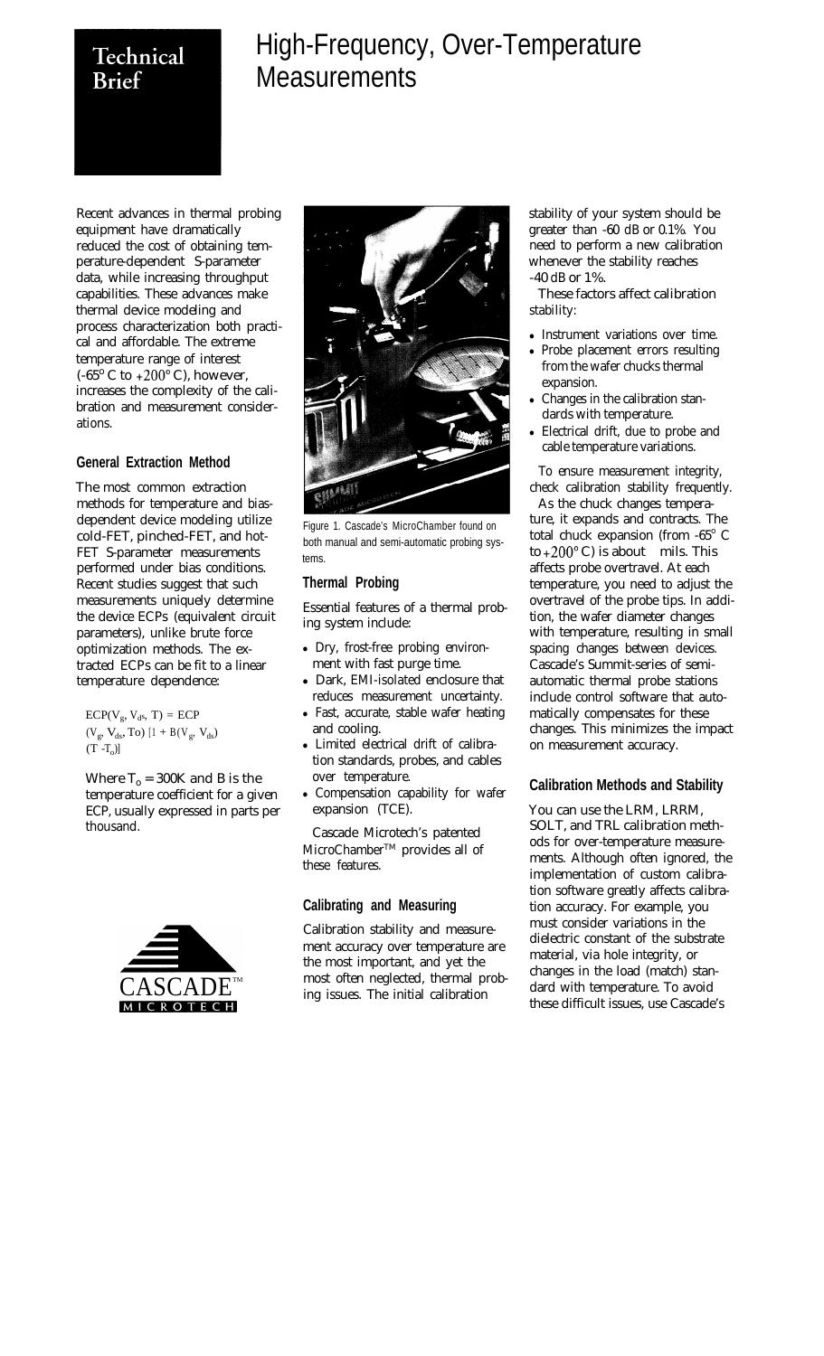# Technical Brief

# High-Frequency, Over-Temperature Measurements

Recent advances in thermal probing equipment have dramatically reduced the cost of obtaining temperature-dependent S-parameter data, while increasing throughput capabilities. These advances make thermal device modeling and process characterization both practical and affordable. The extreme temperature range of interest (-65° C to +200° C), however, increases the complexity of the calibration and measurement considerations.

## General Extraction Method

The most common extraction methods for temperature and bias-dependent device modeling utilize cold-FET, pinched-FET, and hot-FET S-parameter measurements performed under bias conditions. Recent studies suggest that such measurements uniquely determine the device ECPs (equivalent circuit parameters), unlike brute force optimization methods. The extracted ECPs can be fit to a linear temperature dependence:

$$ECP(V_g, V_{ds}, T) = ECP(V_g, V_{ds}, T_o)\,[1 + B(V_g, V_{ds})(T - T_o)]$$

Where $T_o$ = 300K and B is the temperature coefficient for a given ECP, usually expressed in parts per thousand.

Figure 1. Cascade's MicroChamber found on both manual and semi-automatic probing systems.

## Thermal Probing

Essential features of a thermal probing system include:

- Dry, frost-free probing environment with fast purge time.
- Dark, EMI-isolated enclosure that reduces measurement uncertainty.
- Fast, accurate, stable wafer heating and cooling.
- Limited electrical drift of calibration standards, probes, and cables over temperature.
- Compensation capability for wafer expansion (TCE).

Cascade Microtech's patented MicroChamber™ provides all of these features.

## Calibrating and Measuring

Calibration stability and measurement accuracy over temperature are the most important, and yet the most often neglected, thermal probing issues. The initial calibration stability of your system should be greater than -60 dB or 0.1%. You need to perform a new calibration whenever the stability reaches -40 dB or 1%.

These factors affect calibration stability:

- Instrument variations over time.
- Probe placement errors resulting from the wafer chucks thermal expansion.
- Changes in the calibration standards with temperature.
- Electrical drift, due to probe and cable temperature variations.

To ensure measurement integrity, check calibration stability frequently.

As the chuck changes temperature, it expands and contracts. The total chuck expansion (from -65° C to +200° C) is about mils. This affects probe overtravel. At each temperature, you need to adjust the overtravel of the probe tips. In addition, the wafer diameter changes with temperature, resulting in small spacing changes between devices. Cascade's Summit-series of semi-automatic thermal probe stations include control software that automatically compensates for these changes. This minimizes the impact on measurement accuracy.

## Calibration Methods and Stability

You can use the LRM, LRRM, SOLT, and TRL calibration methods for over-temperature measurements. Although often ignored, the implementation of custom calibration software greatly affects calibration accuracy. For example, you must consider variations in the dielectric constant of the substrate material, via hole integrity, or changes in the load (match) standard with temperature. To avoid these difficult issues, use Cascade's

CASCADE™ MICROTECH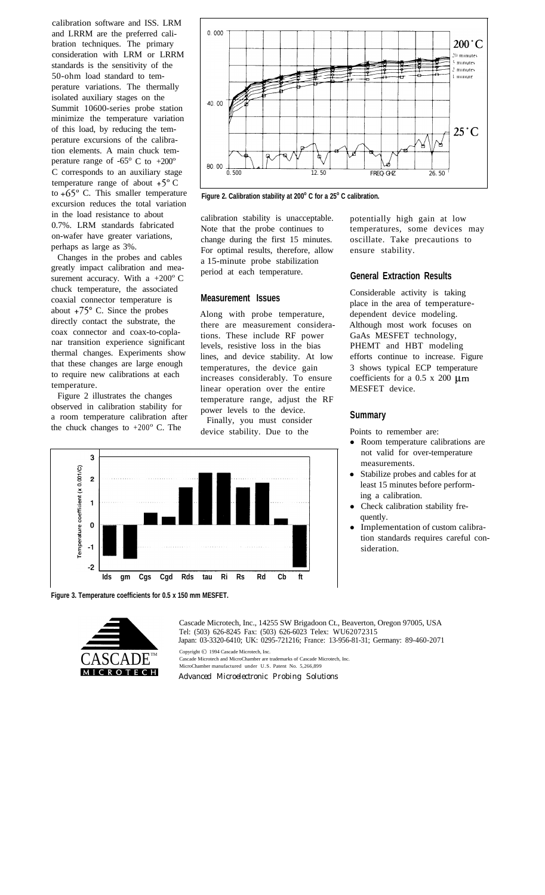calibration software and ISS. LRM and LRRM are the preferred calibration techniques. The primary consideration with LRM or LRRM standards is the sensitivity of the 50-ohm load standard to temperature variations. The thermally isolated auxiliary stages on the Summit 10600-series probe station minimize the temperature variation of this load, by reducing the temperature excursions of the calibration elements. A main chuck temperature range of -65° C to +200° C corresponds to an auxiliary stage temperature range of about +5° C to +65° C. This smaller temperature excursion reduces the total variation in the load resistance to about 0.7%. LRM standards fabricated on-wafer have greater variations, perhaps as large as 3%.

Changes in the probes and cables greatly impact calibration and measurement accuracy. With a +200° C chuck temperature, the associated coaxial connector temperature is about +75° C. Since the probes directly contact the substrate, the coax connector and coax-to-coplanar transition experience significant thermal changes. Experiments show that these changes are large enough to require new calibrations at each temperature.

Figure 2 illustrates the changes observed in calibration stability for a room temperature calibration after the chuck changes to +200° C. The calibration stability is unacceptable. Note that the probe continues to change during the first 15 minutes. For optimal results, therefore, allow a 15-minute probe stabilization period at each temperature.

0.000
40.00
80.00
0.500
12.50
FREQ GHZ
26.50
200°C
20 minutes
5 minutes
2 minutes
1 minute
25°C

Figure 2. Calibration stability at 200° C for a 25° C calibration.

## Measurement Issues

Along with probe temperature, there are measurement considerations. These include RF power levels, resistive loss in the bias lines, and device stability. At low temperatures, the device gain increases considerably. To ensure linear operation over the entire temperature range, adjust the RF power levels to the device.

Finally, you must consider device stability. Due to the potentially high gain at low temperatures, some devices may oscillate. Take precautions to ensure stability.

## General Extraction Results

Considerable activity is taking place in the area of temperature-dependent device modeling. Although most work focuses on GaAs MESFET technology, PHEMT and HBT modeling efforts continue to increase. Figure 3 shows typical ECP temperature coefficients for a 0.5 x 200 μm MESFET device.

## Summary

Points to remember are:

- Room temperature calibrations are not valid for over-temperature measurements.
- Stabilize probes and cables for at least 15 minutes before performing a calibration.
- Check calibration stability frequently.
- Implementation of custom calibration standards requires careful consideration.

Temperature coefficient (x 0.001/C)
3
2
1
0
-1
-2
Ids gm Cgs Cgd Rds tau Ri Rs Rd Cb ft

Figure 3. Temperature coefficients for 0.5 x 150 mm MESFET.

CASCADE™ MICROTECH

Cascade Microtech, Inc., 14255 SW Brigadoon Ct., Beaverton, Oregon 97005, USA
Tel: (503) 626-8245 Fax: (503) 626-6023 Telex: WU62072315
Japan: 03-3320-6410; UK: 0295-721216; France: 13-956-81-31; Germany: 89-460-2071

Copyright © 1994 Cascade Microtech, Inc.
Cascade Microtech and MicroChamber are trademarks of Cascade Microtech, Inc.
MicroChamber manufactured under U.S. Patent No. 5,266,899

*Advanced Microelectronic Probing Solutions*